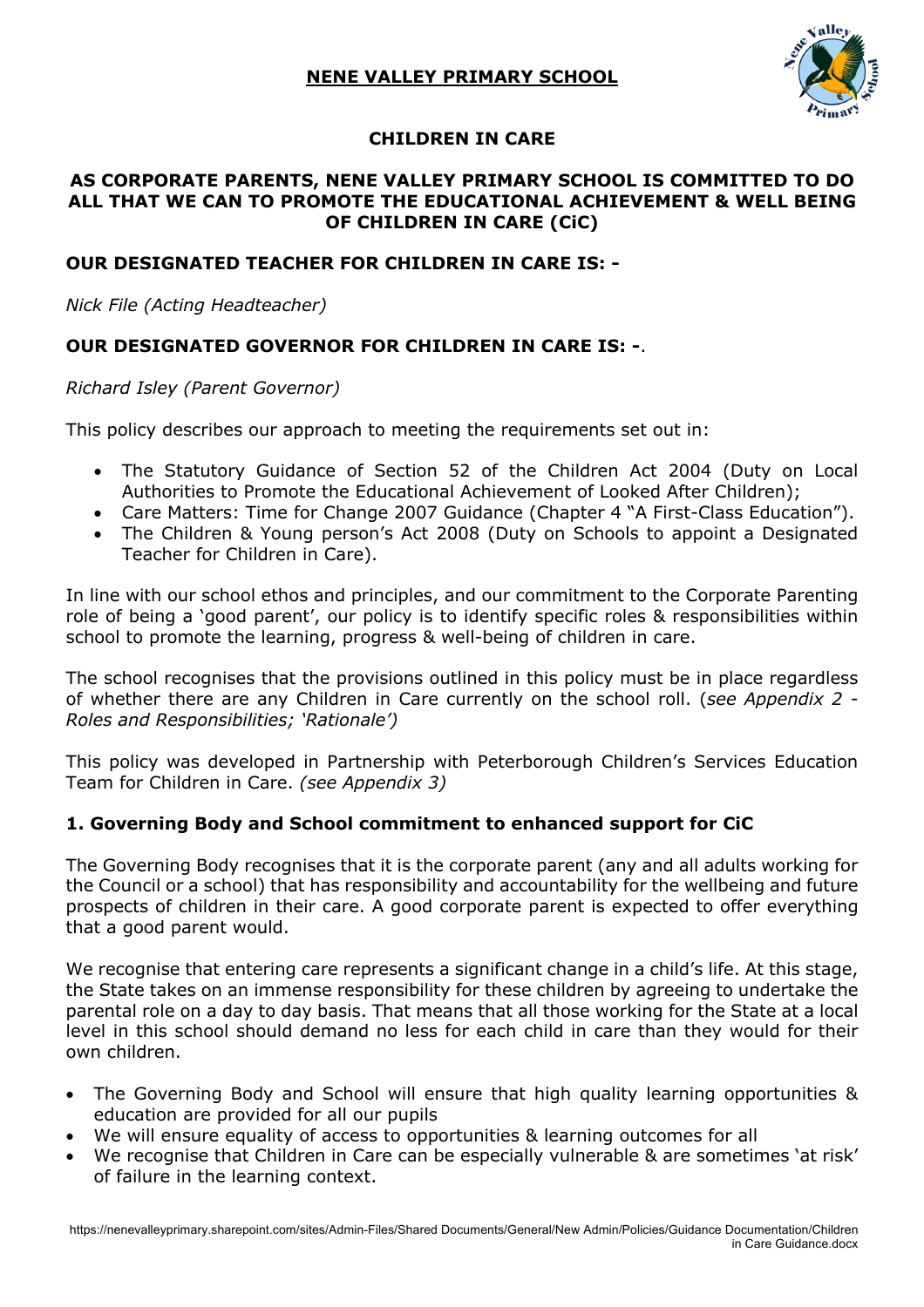# NENE VALLEY PRIMARY SCHOOL

## CHILDREN IN CARE

### AS CORPORATE PARENTS, NENE VALLEY PRIMARY SCHOOL IS COMMITTED TO DO ALL THAT WE CAN TO PROMOTE THE EDUCATIONAL ACHIEVEMENT & WELL BEING OF CHILDREN IN CARE (CiC)

### OUR DESIGNATED TEACHER FOR CHILDREN IN CARE IS: -

*Nick File (Acting Headteacher)*

### OUR DESIGNATED GOVERNOR FOR CHILDREN IN CARE IS: -.

*Richard Isley (Parent Governor)*

This policy describes our approach to meeting the requirements set out in:

- The Statutory Guidance of Section 52 of the Children Act 2004 (Duty on Local Authorities to Promote the Educational Achievement of Looked After Children);
- Care Matters: Time for Change 2007 Guidance (Chapter 4 "A First-Class Education").
- The Children & Young person's Act 2008 (Duty on Schools to appoint a Designated Teacher for Children in Care).

In line with our school ethos and principles, and our commitment to the Corporate Parenting role of being a 'good parent', our policy is to identify specific roles & responsibilities within school to promote the learning, progress & well-being of children in care.

The school recognises that the provisions outlined in this policy must be in place regardless of whether there are any Children in Care currently on the school roll. (*see Appendix 2 - Roles and Responsibilities; 'Rationale')*

This policy was developed in Partnership with Peterborough Children's Services Education Team for Children in Care. *(see Appendix 3)*

### 1. Governing Body and School commitment to enhanced support for CiC

The Governing Body recognises that it is the corporate parent (any and all adults working for the Council or a school) that has responsibility and accountability for the wellbeing and future prospects of children in their care. A good corporate parent is expected to offer everything that a good parent would.

We recognise that entering care represents a significant change in a child's life. At this stage, the State takes on an immense responsibility for these children by agreeing to undertake the parental role on a day to day basis. That means that all those working for the State at a local level in this school should demand no less for each child in care than they would for their own children.

- The Governing Body and School will ensure that high quality learning opportunities & education are provided for all our pupils
- We will ensure equality of access to opportunities & learning outcomes for all
- We recognise that Children in Care can be especially vulnerable & are sometimes 'at risk' of failure in the learning context.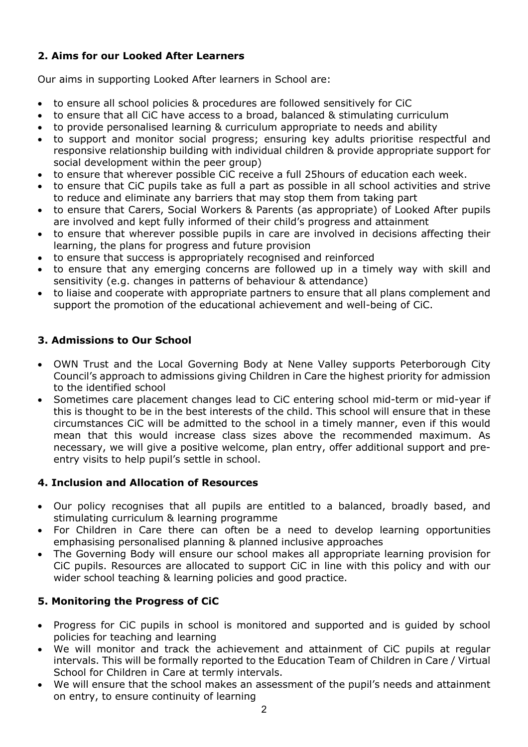## **2. Aims for our Looked After Learners**

Our aims in supporting Looked After learners in School are:

- to ensure all school policies & procedures are followed sensitively for CiC
- to ensure that all CiC have access to a broad, balanced & stimulating curriculum
- to provide personalised learning & curriculum appropriate to needs and ability
- to support and monitor social progress; ensuring key adults prioritise respectful and responsive relationship building with individual children & provide appropriate support for social development within the peer group)
- to ensure that wherever possible CiC receive a full 25hours of education each week.
- to ensure that CiC pupils take as full a part as possible in all school activities and strive to reduce and eliminate any barriers that may stop them from taking part
- to ensure that Carers, Social Workers & Parents (as appropriate) of Looked After pupils are involved and kept fully informed of their child's progress and attainment
- to ensure that wherever possible pupils in care are involved in decisions affecting their learning, the plans for progress and future provision
- to ensure that success is appropriately recognised and reinforced
- to ensure that any emerging concerns are followed up in a timely way with skill and sensitivity (e.g. changes in patterns of behaviour & attendance)
- to liaise and cooperate with appropriate partners to ensure that all plans complement and support the promotion of the educational achievement and well-being of CiC.

## **3. Admissions to Our School**

- OWN Trust and the Local Governing Body at Nene Valley supports Peterborough City Council's approach to admissions giving Children in Care the highest priority for admission to the identified school
- Sometimes care placement changes lead to CiC entering school mid-term or mid-year if this is thought to be in the best interests of the child. This school will ensure that in these circumstances CiC will be admitted to the school in a timely manner, even if this would mean that this would increase class sizes above the recommended maximum. As necessary, we will give a positive welcome, plan entry, offer additional support and pre-entry visits to help pupil's settle in school.

## **4. Inclusion and Allocation of Resources**

- Our policy recognises that all pupils are entitled to a balanced, broadly based, and stimulating curriculum & learning programme
- For Children in Care there can often be a need to develop learning opportunities emphasising personalised planning & planned inclusive approaches
- The Governing Body will ensure our school makes all appropriate learning provision for CiC pupils. Resources are allocated to support CiC in line with this policy and with our wider school teaching & learning policies and good practice.

## **5. Monitoring the Progress of CiC**

- Progress for CiC pupils in school is monitored and supported and is guided by school policies for teaching and learning
- We will monitor and track the achievement and attainment of CiC pupils at regular intervals. This will be formally reported to the Education Team of Children in Care / Virtual School for Children in Care at termly intervals.
- We will ensure that the school makes an assessment of the pupil's needs and attainment on entry, to ensure continuity of learning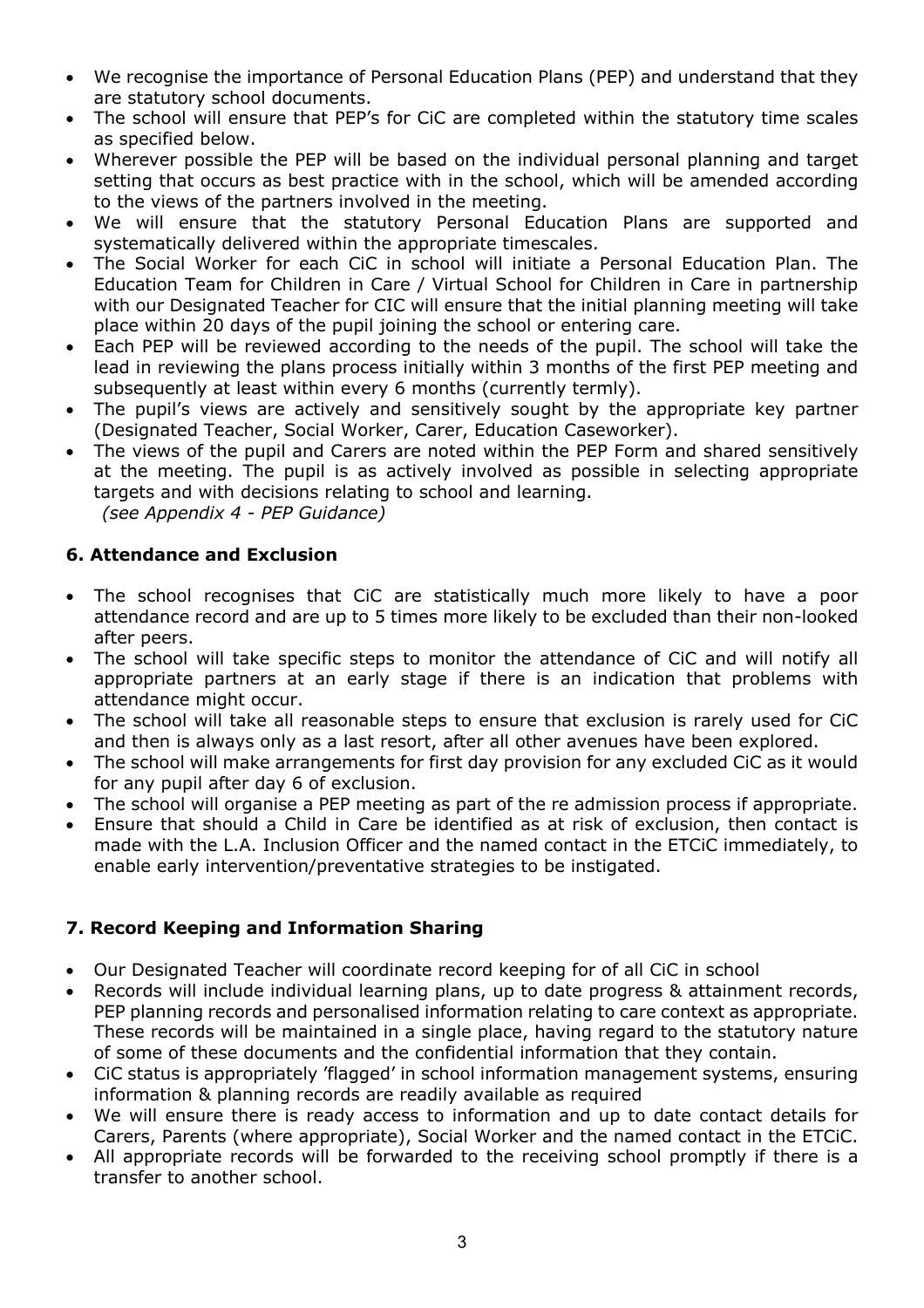- We recognise the importance of Personal Education Plans (PEP) and understand that they are statutory school documents.
- The school will ensure that PEP's for CiC are completed within the statutory time scales as specified below.
- Wherever possible the PEP will be based on the individual personal planning and target setting that occurs as best practice with in the school, which will be amended according to the views of the partners involved in the meeting.
- We will ensure that the statutory Personal Education Plans are supported and systematically delivered within the appropriate timescales.
- The Social Worker for each CiC in school will initiate a Personal Education Plan. The Education Team for Children in Care / Virtual School for Children in Care in partnership with our Designated Teacher for CIC will ensure that the initial planning meeting will take place within 20 days of the pupil joining the school or entering care.
- Each PEP will be reviewed according to the needs of the pupil. The school will take the lead in reviewing the plans process initially within 3 months of the first PEP meeting and subsequently at least within every 6 months (currently termly).
- The pupil's views are actively and sensitively sought by the appropriate key partner (Designated Teacher, Social Worker, Carer, Education Caseworker).
- The views of the pupil and Carers are noted within the PEP Form and shared sensitively at the meeting. The pupil is as actively involved as possible in selecting appropriate targets and with decisions relating to school and learning.
  *(see Appendix 4 - PEP Guidance)*

### 6. Attendance and Exclusion

- The school recognises that CiC are statistically much more likely to have a poor attendance record and are up to 5 times more likely to be excluded than their non-looked after peers.
- The school will take specific steps to monitor the attendance of CiC and will notify all appropriate partners at an early stage if there is an indication that problems with attendance might occur.
- The school will take all reasonable steps to ensure that exclusion is rarely used for CiC and then is always only as a last resort, after all other avenues have been explored.
- The school will make arrangements for first day provision for any excluded CiC as it would for any pupil after day 6 of exclusion.
- The school will organise a PEP meeting as part of the re admission process if appropriate.
- Ensure that should a Child in Care be identified as at risk of exclusion, then contact is made with the L.A. Inclusion Officer and the named contact in the ETCiC immediately, to enable early intervention/preventative strategies to be instigated.

### 7. Record Keeping and Information Sharing

- Our Designated Teacher will coordinate record keeping for of all CiC in school
- Records will include individual learning plans, up to date progress & attainment records, PEP planning records and personalised information relating to care context as appropriate. These records will be maintained in a single place, having regard to the statutory nature of some of these documents and the confidential information that they contain.
- CiC status is appropriately 'flagged' in school information management systems, ensuring information & planning records are readily available as required
- We will ensure there is ready access to information and up to date contact details for Carers, Parents (where appropriate), Social Worker and the named contact in the ETCiC.
- All appropriate records will be forwarded to the receiving school promptly if there is a transfer to another school.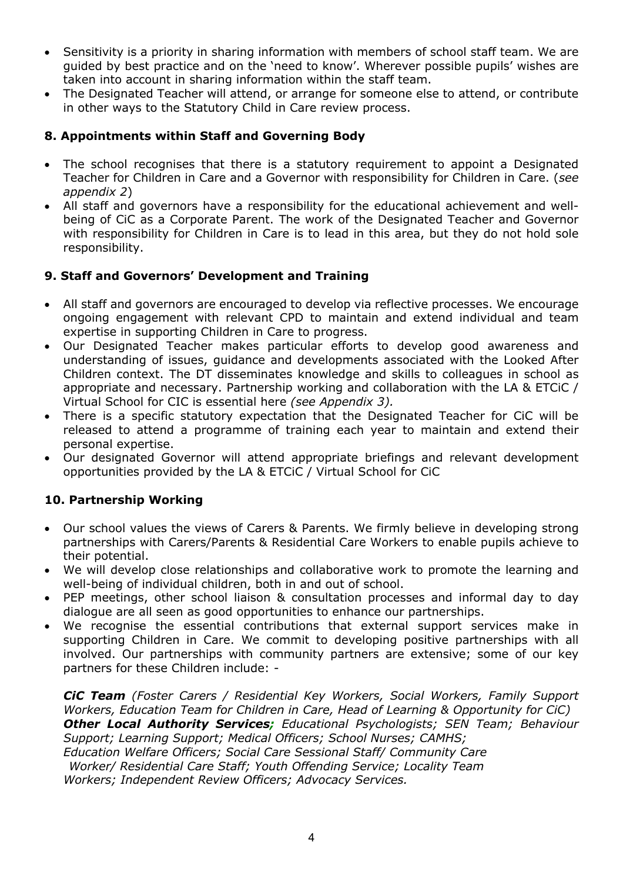- Sensitivity is a priority in sharing information with members of school staff team. We are guided by best practice and on the 'need to know'. Wherever possible pupils' wishes are taken into account in sharing information within the staff team.
- The Designated Teacher will attend, or arrange for someone else to attend, or contribute in other ways to the Statutory Child in Care review process.

### 8. Appointments within Staff and Governing Body

- The school recognises that there is a statutory requirement to appoint a Designated Teacher for Children in Care and a Governor with responsibility for Children in Care. (*see appendix 2*)
- All staff and governors have a responsibility for the educational achievement and well-being of CiC as a Corporate Parent. The work of the Designated Teacher and Governor with responsibility for Children in Care is to lead in this area, but they do not hold sole responsibility.

### 9. Staff and Governors' Development and Training

- All staff and governors are encouraged to develop via reflective processes. We encourage ongoing engagement with relevant CPD to maintain and extend individual and team expertise in supporting Children in Care to progress.
- Our Designated Teacher makes particular efforts to develop good awareness and understanding of issues, guidance and developments associated with the Looked After Children context. The DT disseminates knowledge and skills to colleagues in school as appropriate and necessary. Partnership working and collaboration with the LA & ETCiC / Virtual School for CIC is essential here *(see Appendix 3).*
- There is a specific statutory expectation that the Designated Teacher for CiC will be released to attend a programme of training each year to maintain and extend their personal expertise.
- Our designated Governor will attend appropriate briefings and relevant development opportunities provided by the LA & ETCiC / Virtual School for CiC

### 10. Partnership Working

- Our school values the views of Carers & Parents. We firmly believe in developing strong partnerships with Carers/Parents & Residential Care Workers to enable pupils achieve to their potential.
- We will develop close relationships and collaborative work to promote the learning and well-being of individual children, both in and out of school.
- PEP meetings, other school liaison & consultation processes and informal day to day dialogue are all seen as good opportunities to enhance our partnerships.
- We recognise the essential contributions that external support services make in supporting Children in Care. We commit to developing positive partnerships with all involved. Our partnerships with community partners are extensive; some of our key partners for these Children include: -

  ***CiC Team*** *(Foster Carers / Residential Key Workers, Social Workers, Family Support Workers, Education Team for Children in Care, Head of Learning & Opportunity for CiC)*
  ***Other Local Authority Services;*** *Educational Psychologists; SEN Team; Behaviour Support; Learning Support; Medical Officers; School Nurses; CAMHS; Education Welfare Officers; Social Care Sessional Staff/ Community Care Worker/ Residential Care Staff; Youth Offending Service; Locality Team Workers; Independent Review Officers; Advocacy Services.*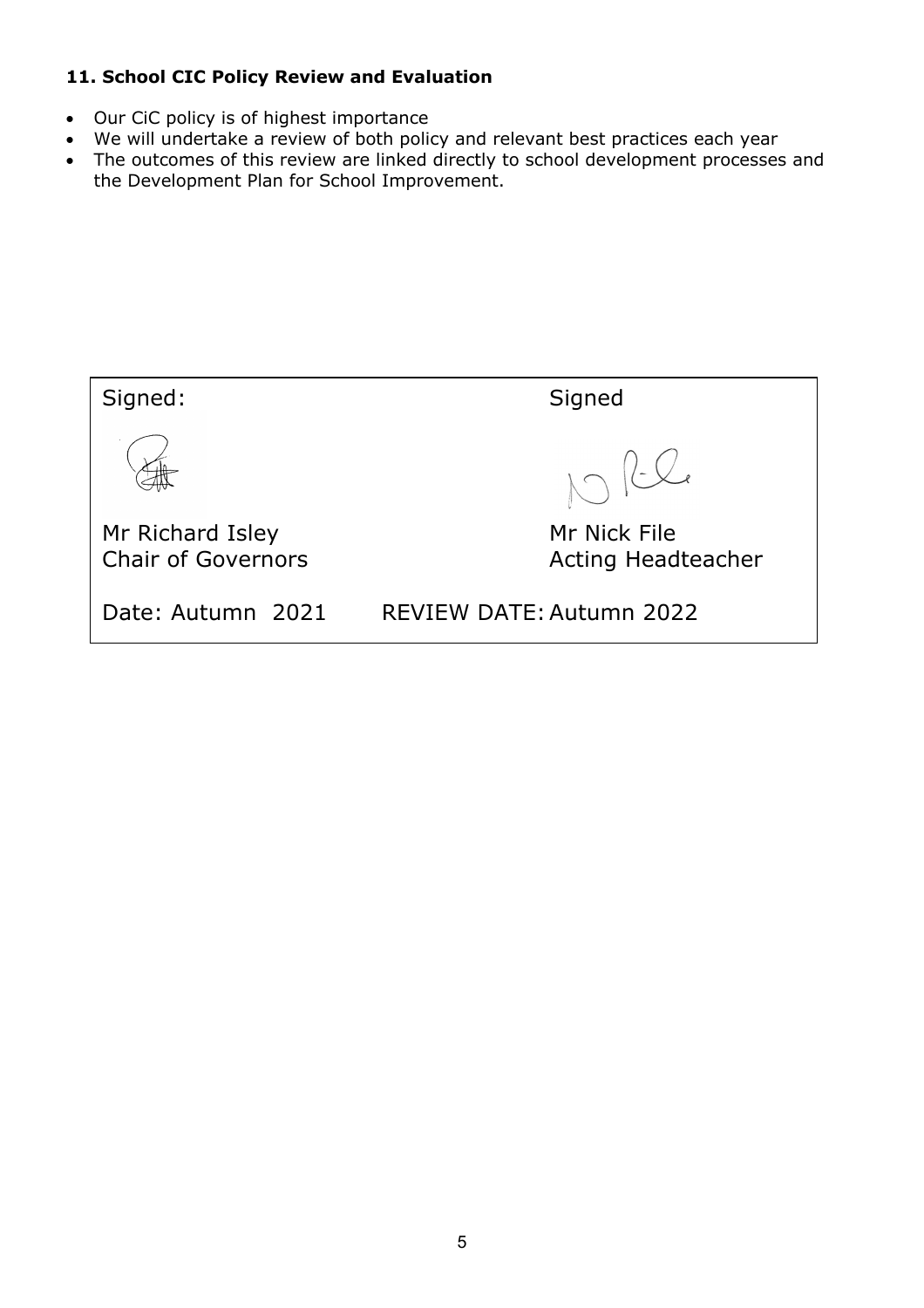### 11. School CIC Policy Review and Evaluation

- Our CiC policy is of highest importance
- We will undertake a review of both policy and relevant best practices each year
- The outcomes of this review are linked directly to school development processes and the Development Plan for School Improvement.

| Signed: | Signed |
| --- | --- |
| Mr Richard Isley<br>Chair of Governors | Mr Nick File<br>Acting Headteacher |
| Date: Autumn 2021 | REVIEW DATE: Autumn 2022 |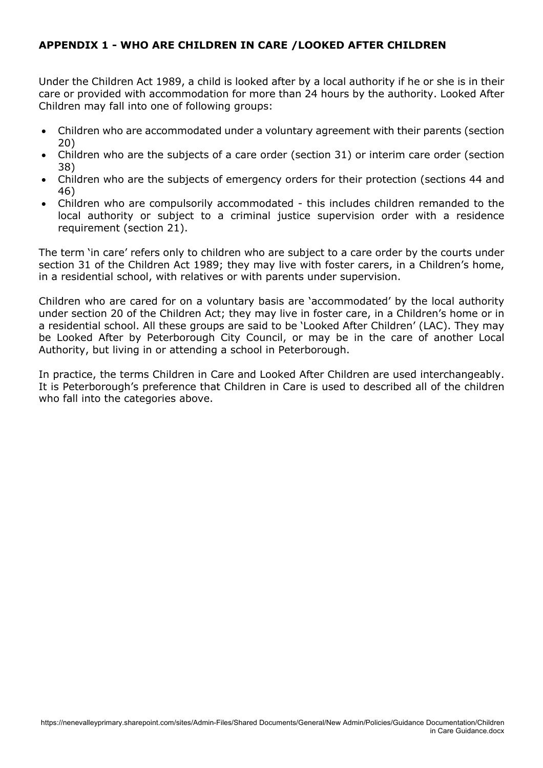## APPENDIX 1 - WHO ARE CHILDREN IN CARE /LOOKED AFTER CHILDREN

Under the Children Act 1989, a child is looked after by a local authority if he or she is in their care or provided with accommodation for more than 24 hours by the authority. Looked After Children may fall into one of following groups:

- Children who are accommodated under a voluntary agreement with their parents (section 20)
- Children who are the subjects of a care order (section 31) or interim care order (section 38)
- Children who are the subjects of emergency orders for their protection (sections 44 and 46)
- Children who are compulsorily accommodated - this includes children remanded to the local authority or subject to a criminal justice supervision order with a residence requirement (section 21).

The term 'in care' refers only to children who are subject to a care order by the courts under section 31 of the Children Act 1989; they may live with foster carers, in a Children's home, in a residential school, with relatives or with parents under supervision.

Children who are cared for on a voluntary basis are 'accommodated' by the local authority under section 20 of the Children Act; they may live in foster care, in a Children's home or in a residential school. All these groups are said to be 'Looked After Children' (LAC). They may be Looked After by Peterborough City Council, or may be in the care of another Local Authority, but living in or attending a school in Peterborough.

In practice, the terms Children in Care and Looked After Children are used interchangeably. It is Peterborough's preference that Children in Care is used to described all of the children who fall into the categories above.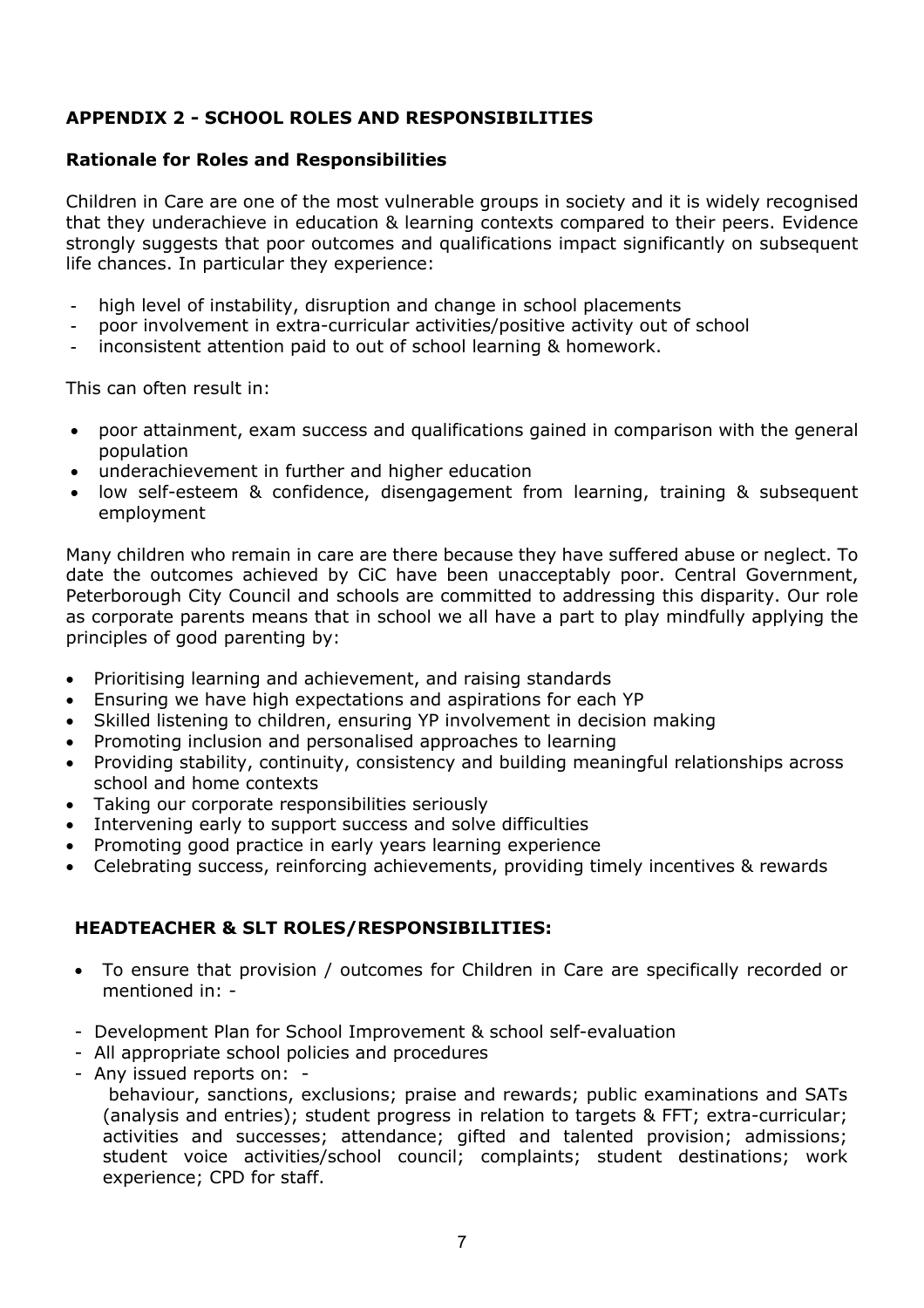## APPENDIX 2 - SCHOOL ROLES AND RESPONSIBILITIES

### Rationale for Roles and Responsibilities

Children in Care are one of the most vulnerable groups in society and it is widely recognised that they underachieve in education & learning contexts compared to their peers. Evidence strongly suggests that poor outcomes and qualifications impact significantly on subsequent life chances. In particular they experience:

- high level of instability, disruption and change in school placements
- poor involvement in extra-curricular activities/positive activity out of school
- inconsistent attention paid to out of school learning & homework.

This can often result in:

- poor attainment, exam success and qualifications gained in comparison with the general population
- underachievement in further and higher education
- low self-esteem & confidence, disengagement from learning, training & subsequent employment

Many children who remain in care are there because they have suffered abuse or neglect. To date the outcomes achieved by CiC have been unacceptably poor. Central Government, Peterborough City Council and schools are committed to addressing this disparity. Our role as corporate parents means that in school we all have a part to play mindfully applying the principles of good parenting by:

- Prioritising learning and achievement, and raising standards
- Ensuring we have high expectations and aspirations for each YP
- Skilled listening to children, ensuring YP involvement in decision making
- Promoting inclusion and personalised approaches to learning
- Providing stability, continuity, consistency and building meaningful relationships across school and home contexts
- Taking our corporate responsibilities seriously
- Intervening early to support success and solve difficulties
- Promoting good practice in early years learning experience
- Celebrating success, reinforcing achievements, providing timely incentives & rewards

### HEADTEACHER & SLT ROLES/RESPONSIBILITIES:

- To ensure that provision / outcomes for Children in Care are specifically recorded or mentioned in: -

- Development Plan for School Improvement & school self-evaluation
- All appropriate school policies and procedures
- Any issued reports on: -
  behaviour, sanctions, exclusions; praise and rewards; public examinations and SATs (analysis and entries); student progress in relation to targets & FFT; extra-curricular; activities and successes; attendance; gifted and talented provision; admissions; student voice activities/school council; complaints; student destinations; work experience; CPD for staff.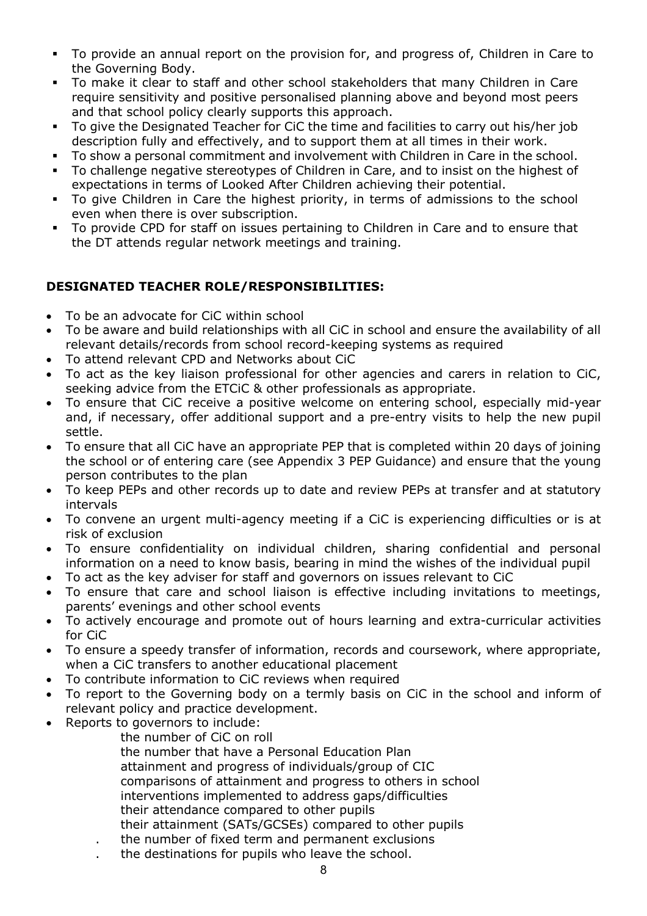- To provide an annual report on the provision for, and progress of, Children in Care to the Governing Body.
- To make it clear to staff and other school stakeholders that many Children in Care require sensitivity and positive personalised planning above and beyond most peers and that school policy clearly supports this approach.
- To give the Designated Teacher for CiC the time and facilities to carry out his/her job description fully and effectively, and to support them at all times in their work.
- To show a personal commitment and involvement with Children in Care in the school.
- To challenge negative stereotypes of Children in Care, and to insist on the highest of expectations in terms of Looked After Children achieving their potential.
- To give Children in Care the highest priority, in terms of admissions to the school even when there is over subscription.
- To provide CPD for staff on issues pertaining to Children in Care and to ensure that the DT attends regular network meetings and training.

**DESIGNATED TEACHER ROLE/RESPONSIBILITIES:**

- To be an advocate for CiC within school
- To be aware and build relationships with all CiC in school and ensure the availability of all relevant details/records from school record-keeping systems as required
- To attend relevant CPD and Networks about CiC
- To act as the key liaison professional for other agencies and carers in relation to CiC, seeking advice from the ETCiC & other professionals as appropriate.
- To ensure that CiC receive a positive welcome on entering school, especially mid-year and, if necessary, offer additional support and a pre-entry visits to help the new pupil settle.
- To ensure that all CiC have an appropriate PEP that is completed within 20 days of joining the school or of entering care (see Appendix 3 PEP Guidance) and ensure that the young person contributes to the plan
- To keep PEPs and other records up to date and review PEPs at transfer and at statutory intervals
- To convene an urgent multi-agency meeting if a CiC is experiencing difficulties or is at risk of exclusion
- To ensure confidentiality on individual children, sharing confidential and personal information on a need to know basis, bearing in mind the wishes of the individual pupil
- To act as the key adviser for staff and governors on issues relevant to CiC
- To ensure that care and school liaison is effective including invitations to meetings, parents' evenings and other school events
- To actively encourage and promote out of hours learning and extra-curricular activities for CiC
- To ensure a speedy transfer of information, records and coursework, where appropriate, when a CiC transfers to another educational placement
- To contribute information to CiC reviews when required
- To report to the Governing body on a termly basis on CiC in the school and inform of relevant policy and practice development.
- Reports to governors to include:
  - the number of CiC on roll
  - the number that have a Personal Education Plan
  - attainment and progress of individuals/group of CIC
  - comparisons of attainment and progress to others in school
  - interventions implemented to address gaps/difficulties
  - their attendance compared to other pupils
  - their attainment (SATs/GCSEs) compared to other pupils
  - the number of fixed term and permanent exclusions
  - the destinations for pupils who leave the school.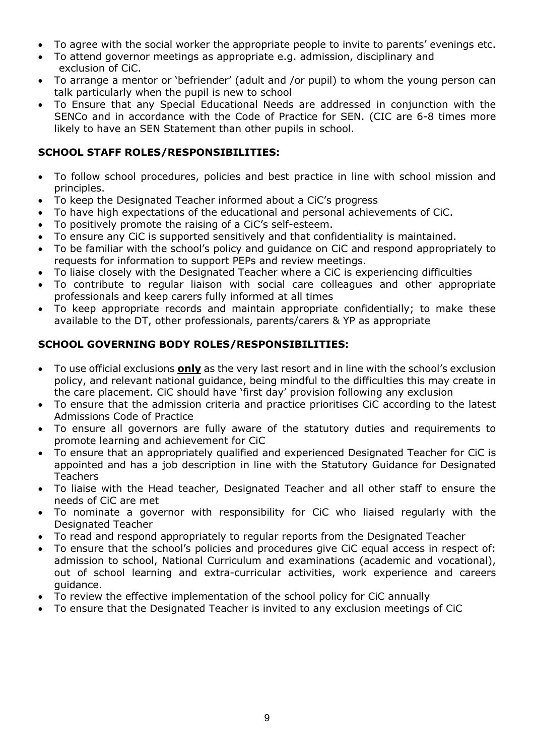- To agree with the social worker the appropriate people to invite to parents' evenings etc.
- To attend governor meetings as appropriate e.g. admission, disciplinary and exclusion of CiC.
- To arrange a mentor or 'befriender' (adult and /or pupil) to whom the young person can talk particularly when the pupil is new to school
- To Ensure that any Special Educational Needs are addressed in conjunction with the SENCo and in accordance with the Code of Practice for SEN. (CIC are 6-8 times more likely to have an SEN Statement than other pupils in school.

### SCHOOL STAFF ROLES/RESPONSIBILITIES:

- To follow school procedures, policies and best practice in line with school mission and principles.
- To keep the Designated Teacher informed about a CiC's progress
- To have high expectations of the educational and personal achievements of CiC.
- To positively promote the raising of a CiC's self-esteem.
- To ensure any CiC is supported sensitively and that confidentiality is maintained.
- To be familiar with the school's policy and guidance on CiC and respond appropriately to requests for information to support PEPs and review meetings.
- To liaise closely with the Designated Teacher where a CiC is experiencing difficulties
- To contribute to regular liaison with social care colleagues and other appropriate professionals and keep carers fully informed at all times
- To keep appropriate records and maintain appropriate confidentially; to make these available to the DT, other professionals, parents/carers & YP as appropriate

### SCHOOL GOVERNING BODY ROLES/RESPONSIBILITIES:

- To use official exclusions **only** as the very last resort and in line with the school's exclusion policy, and relevant national guidance, being mindful to the difficulties this may create in the care placement. CiC should have 'first day' provision following any exclusion
- To ensure that the admission criteria and practice prioritises CiC according to the latest Admissions Code of Practice
- To ensure all governors are fully aware of the statutory duties and requirements to promote learning and achievement for CiC
- To ensure that an appropriately qualified and experienced Designated Teacher for CiC is appointed and has a job description in line with the Statutory Guidance for Designated Teachers
- To liaise with the Head teacher, Designated Teacher and all other staff to ensure the needs of CiC are met
- To nominate a governor with responsibility for CiC who liaised regularly with the Designated Teacher
- To read and respond appropriately to regular reports from the Designated Teacher
- To ensure that the school's policies and procedures give CiC equal access in respect of: admission to school, National Curriculum and examinations (academic and vocational), out of school learning and extra-curricular activities, work experience and careers guidance.
- To review the effective implementation of the school policy for CiC annually
- To ensure that the Designated Teacher is invited to any exclusion meetings of CiC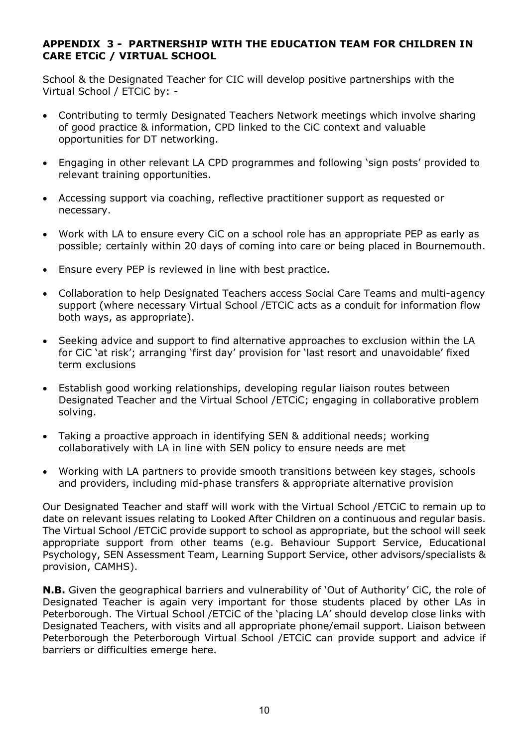## APPENDIX 3 - PARTNERSHIP WITH THE EDUCATION TEAM FOR CHILDREN IN CARE ETCiC / VIRTUAL SCHOOL

School & the Designated Teacher for CIC will develop positive partnerships with the Virtual School / ETCiC by: -

- Contributing to termly Designated Teachers Network meetings which involve sharing of good practice & information, CPD linked to the CiC context and valuable opportunities for DT networking.
- Engaging in other relevant LA CPD programmes and following 'sign posts' provided to relevant training opportunities.
- Accessing support via coaching, reflective practitioner support as requested or necessary.
- Work with LA to ensure every CiC on a school role has an appropriate PEP as early as possible; certainly within 20 days of coming into care or being placed in Bournemouth.
- Ensure every PEP is reviewed in line with best practice.
- Collaboration to help Designated Teachers access Social Care Teams and multi-agency support (where necessary Virtual School /ETCiC acts as a conduit for information flow both ways, as appropriate).
- Seeking advice and support to find alternative approaches to exclusion within the LA for CiC 'at risk'; arranging 'first day' provision for 'last resort and unavoidable' fixed term exclusions
- Establish good working relationships, developing regular liaison routes between Designated Teacher and the Virtual School /ETCiC; engaging in collaborative problem solving.
- Taking a proactive approach in identifying SEN & additional needs; working collaboratively with LA in line with SEN policy to ensure needs are met
- Working with LA partners to provide smooth transitions between key stages, schools and providers, including mid-phase transfers & appropriate alternative provision

Our Designated Teacher and staff will work with the Virtual School /ETCiC to remain up to date on relevant issues relating to Looked After Children on a continuous and regular basis. The Virtual School /ETCiC provide support to school as appropriate, but the school will seek appropriate support from other teams (e.g. Behaviour Support Service, Educational Psychology, SEN Assessment Team, Learning Support Service, other advisors/specialists & provision, CAMHS).

**N.B.** Given the geographical barriers and vulnerability of 'Out of Authority' CiC, the role of Designated Teacher is again very important for those students placed by other LAs in Peterborough. The Virtual School /ETCiC of the 'placing LA' should develop close links with Designated Teachers, with visits and all appropriate phone/email support. Liaison between Peterborough the Peterborough Virtual School /ETCiC can provide support and advice if barriers or difficulties emerge here.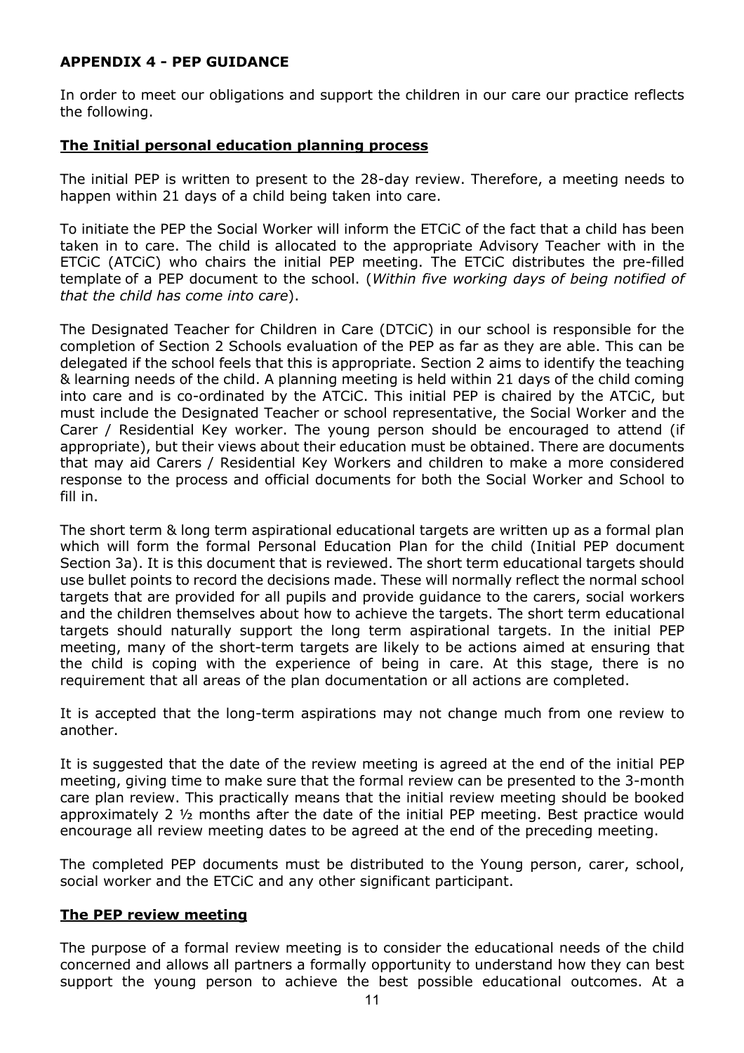### APPENDIX 4 - PEP GUIDANCE

In order to meet our obligations and support the children in our care our practice reflects the following.

**The Initial personal education planning process**

The initial PEP is written to present to the 28-day review. Therefore, a meeting needs to happen within 21 days of a child being taken into care.

To initiate the PEP the Social Worker will inform the ETCiC of the fact that a child has been taken in to care. The child is allocated to the appropriate Advisory Teacher with in the ETCiC (ATCiC) who chairs the initial PEP meeting. The ETCiC distributes the pre-filled template of a PEP document to the school. (*Within five working days of being notified of that the child has come into care*).

The Designated Teacher for Children in Care (DTCiC) in our school is responsible for the completion of Section 2 Schools evaluation of the PEP as far as they are able. This can be delegated if the school feels that this is appropriate. Section 2 aims to identify the teaching & learning needs of the child. A planning meeting is held within 21 days of the child coming into care and is co-ordinated by the ATCiC. This initial PEP is chaired by the ATCiC, but must include the Designated Teacher or school representative, the Social Worker and the Carer / Residential Key worker. The young person should be encouraged to attend (if appropriate), but their views about their education must be obtained. There are documents that may aid Carers / Residential Key Workers and children to make a more considered response to the process and official documents for both the Social Worker and School to fill in.

The short term & long term aspirational educational targets are written up as a formal plan which will form the formal Personal Education Plan for the child (Initial PEP document Section 3a). It is this document that is reviewed. The short term educational targets should use bullet points to record the decisions made. These will normally reflect the normal school targets that are provided for all pupils and provide guidance to the carers, social workers and the children themselves about how to achieve the targets. The short term educational targets should naturally support the long term aspirational targets. In the initial PEP meeting, many of the short-term targets are likely to be actions aimed at ensuring that the child is coping with the experience of being in care. At this stage, there is no requirement that all areas of the plan documentation or all actions are completed.

It is accepted that the long-term aspirations may not change much from one review to another.

It is suggested that the date of the review meeting is agreed at the end of the initial PEP meeting, giving time to make sure that the formal review can be presented to the 3-month care plan review. This practically means that the initial review meeting should be booked approximately 2 ½ months after the date of the initial PEP meeting. Best practice would encourage all review meeting dates to be agreed at the end of the preceding meeting.

The completed PEP documents must be distributed to the Young person, carer, school, social worker and the ETCiC and any other significant participant.

**The PEP review meeting**

The purpose of a formal review meeting is to consider the educational needs of the child concerned and allows all partners a formally opportunity to understand how they can best support the young person to achieve the best possible educational outcomes. At a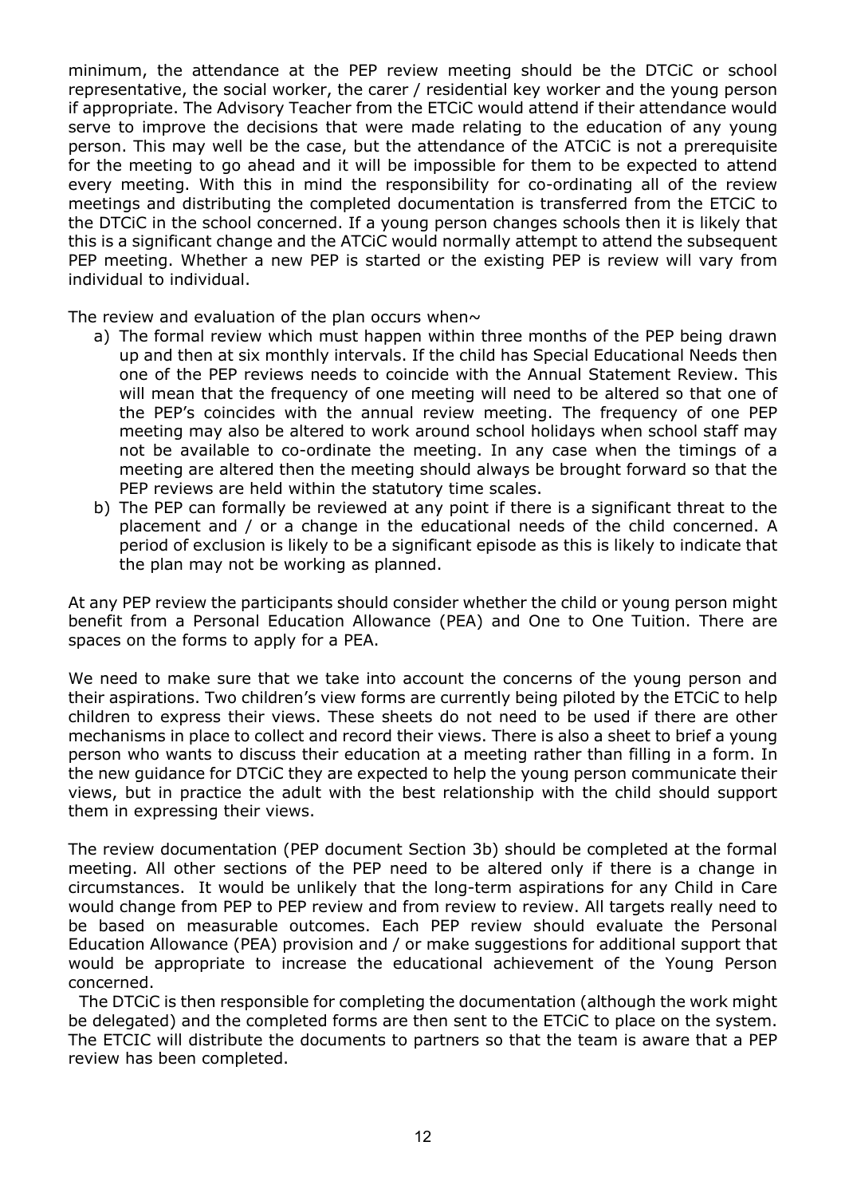minimum, the attendance at the PEP review meeting should be the DTCiC or school representative, the social worker, the carer / residential key worker and the young person if appropriate. The Advisory Teacher from the ETCiC would attend if their attendance would serve to improve the decisions that were made relating to the education of any young person. This may well be the case, but the attendance of the ATCiC is not a prerequisite for the meeting to go ahead and it will be impossible for them to be expected to attend every meeting. With this in mind the responsibility for co-ordinating all of the review meetings and distributing the completed documentation is transferred from the ETCiC to the DTCiC in the school concerned. If a young person changes schools then it is likely that this is a significant change and the ATCiC would normally attempt to attend the subsequent PEP meeting. Whether a new PEP is started or the existing PEP is review will vary from individual to individual.

The review and evaluation of the plan occurs when~

a) The formal review which must happen within three months of the PEP being drawn up and then at six monthly intervals. If the child has Special Educational Needs then one of the PEP reviews needs to coincide with the Annual Statement Review. This will mean that the frequency of one meeting will need to be altered so that one of the PEP's coincides with the annual review meeting. The frequency of one PEP meeting may also be altered to work around school holidays when school staff may not be available to co-ordinate the meeting. In any case when the timings of a meeting are altered then the meeting should always be brought forward so that the PEP reviews are held within the statutory time scales.
b) The PEP can formally be reviewed at any point if there is a significant threat to the placement and / or a change in the educational needs of the child concerned. A period of exclusion is likely to be a significant episode as this is likely to indicate that the plan may not be working as planned.

At any PEP review the participants should consider whether the child or young person might benefit from a Personal Education Allowance (PEA) and One to One Tuition. There are spaces on the forms to apply for a PEA.

We need to make sure that we take into account the concerns of the young person and their aspirations. Two children's view forms are currently being piloted by the ETCiC to help children to express their views. These sheets do not need to be used if there are other mechanisms in place to collect and record their views. There is also a sheet to brief a young person who wants to discuss their education at a meeting rather than filling in a form. In the new guidance for DTCiC they are expected to help the young person communicate their views, but in practice the adult with the best relationship with the child should support them in expressing their views.

The review documentation (PEP document Section 3b) should be completed at the formal meeting. All other sections of the PEP need to be altered only if there is a change in circumstances. It would be unlikely that the long-term aspirations for any Child in Care would change from PEP to PEP review and from review to review. All targets really need to be based on measurable outcomes. Each PEP review should evaluate the Personal Education Allowance (PEA) provision and / or make suggestions for additional support that would be appropriate to increase the educational achievement of the Young Person concerned.

The DTCiC is then responsible for completing the documentation (although the work might be delegated) and the completed forms are then sent to the ETCiC to place on the system. The ETCIC will distribute the documents to partners so that the team is aware that a PEP review has been completed.